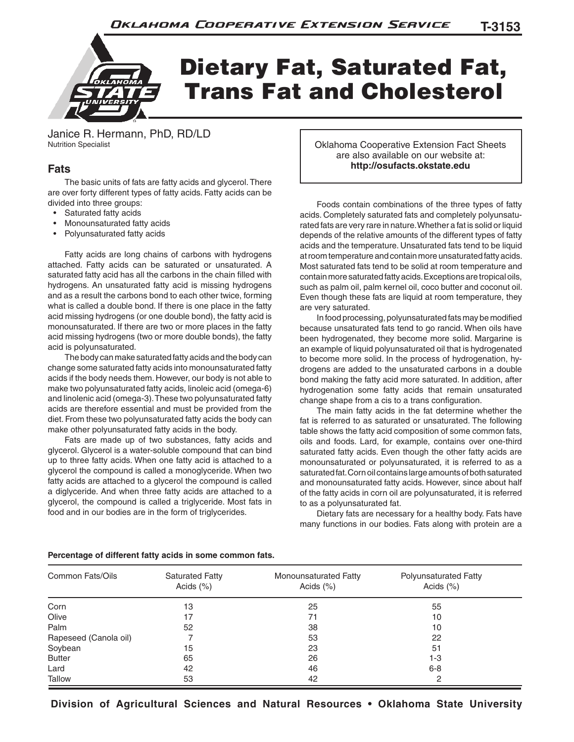# Dietary Fat, Saturated Fat, Trans Fat and Cholesterol

Janice R. Hermann, PhD, RD/LD
Nutrition Specialist

Oklahoma Cooperative Extension Fact Sheets are also available on our website at: **http://osufacts.okstate.edu**

## Fats

The basic units of fats are fatty acids and glycerol. There are over forty different types of fatty acids. Fatty acids can be divided into three groups:

- Saturated fatty acids
- Monounsaturated fatty acids
- Polyunsaturated fatty acids

Fatty acids are long chains of carbons with hydrogens attached. Fatty acids can be saturated or unsaturated. A saturated fatty acid has all the carbons in the chain filled with hydrogens. An unsaturated fatty acid is missing hydrogens and as a result the carbons bond to each other twice, forming what is called a double bond. If there is one place in the fatty acid missing hydrogens (or one double bond), the fatty acid is monounsaturated. If there are two or more places in the fatty acid missing hydrogens (two or more double bonds), the fatty acid is polyunsaturated.

The body can make saturated fatty acids and the body can change some saturated fatty acids into monounsaturated fatty acids if the body needs them. However, our body is not able to make two polyunsaturated fatty acids, linoleic acid (omega-6) and linolenic acid (omega-3). These two polyunsaturated fatty acids are therefore essential and must be provided from the diet. From these two polyunsaturated fatty acids the body can make other polyunsaturated fatty acids in the body.

Fats are made up of two substances, fatty acids and glycerol. Glycerol is a water-soluble compound that can bind up to three fatty acids. When one fatty acid is attached to a glycerol the compound is called a monoglyceride. When two fatty acids are attached to a glycerol the compound is called a diglyceride. And when three fatty acids are attached to a glycerol, the compound is called a triglyceride. Most fats in food and in our bodies are in the form of triglycerides.

Foods contain combinations of the three types of fatty acids. Completely saturated fats and completely polyunsaturated fats are very rare in nature. Whether a fat is solid or liquid depends of the relative amounts of the different types of fatty acids and the temperature. Unsaturated fats tend to be liquid at room temperature and contain more unsaturated fatty acids. Most saturated fats tend to be solid at room temperature and contain more saturated fatty acids. Exceptions are tropical oils, such as palm oil, palm kernel oil, coco butter and coconut oil. Even though these fats are liquid at room temperature, they are very saturated.

In food processing, polyunsaturated fats may be modified because unsaturated fats tend to go rancid. When oils have been hydrogenated, they become more solid. Margarine is an example of liquid polyunsaturated oil that is hydrogenated to become more solid. In the process of hydrogenation, hydrogens are added to the unsaturated carbons in a double bond making the fatty acid more saturated. In addition, after hydrogenation some fatty acids that remain unsaturated change shape from a cis to a trans configuration.

The main fatty acids in the fat determine whether the fat is referred to as saturated or unsaturated. The following table shows the fatty acid composition of some common fats, oils and foods. Lard, for example, contains over one-third saturated fatty acids. Even though the other fatty acids are monounsaturated or polyunsaturated, it is referred to as a saturated fat. Corn oil contains large amounts of both saturated and monounsaturated fatty acids. However, since about half of the fatty acids in corn oil are polyunsaturated, it is referred to as a polyunsaturated fat.

Dietary fats are necessary for a healthy body. Fats have many functions in our bodies. Fats along with protein are a

**Percentage of different fatty acids in some common fats.**

| Common Fats/Oils | Saturated Fatty Acids (%) | Monounsaturated Fatty Acids (%) | Polyunsaturated Fatty Acids (%) |
|---|---|---|---|
| Corn | 13 | 25 | 55 |
| Olive | 17 | 71 | 10 |
| Palm | 52 | 38 | 10 |
| Rapeseed (Canola oil) | 7 | 53 | 22 |
| Soybean | 15 | 23 | 51 |
| Butter | 65 | 26 | 1-3 |
| Lard | 42 | 46 | 6-8 |
| Tallow | 53 | 42 | 2 |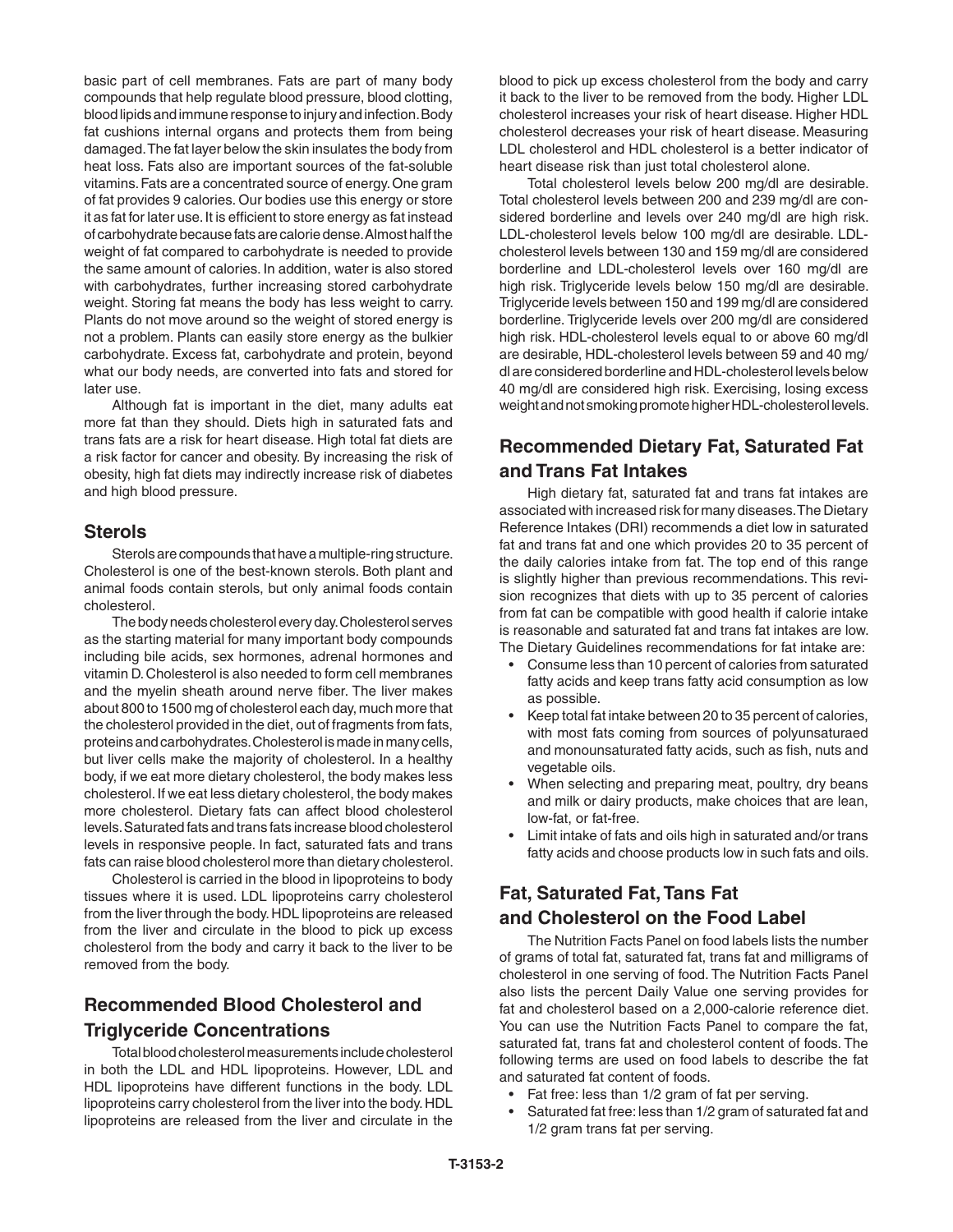basic part of cell membranes. Fats are part of many body compounds that help regulate blood pressure, blood clotting, blood lipids and immune response to injury and infection. Body fat cushions internal organs and protects them from being damaged. The fat layer below the skin insulates the body from heat loss. Fats also are important sources of the fat-soluble vitamins. Fats are a concentrated source of energy. One gram of fat provides 9 calories. Our bodies use this energy or store it as fat for later use. It is efficient to store energy as fat instead of carbohydrate because fats are calorie dense. Almost half the weight of fat compared to carbohydrate is needed to provide the same amount of calories. In addition, water is also stored with carbohydrates, further increasing stored carbohydrate weight. Storing fat means the body has less weight to carry. Plants do not move around so the weight of stored energy is not a problem. Plants can easily store energy as the bulkier carbohydrate. Excess fat, carbohydrate and protein, beyond what our body needs, are converted into fats and stored for later use.

Although fat is important in the diet, many adults eat more fat than they should. Diets high in saturated fats and trans fats are a risk for heart disease. High total fat diets are a risk factor for cancer and obesity. By increasing the risk of obesity, high fat diets may indirectly increase risk of diabetes and high blood pressure.

## Sterols

Sterols are compounds that have a multiple-ring structure. Cholesterol is one of the best-known sterols. Both plant and animal foods contain sterols, but only animal foods contain cholesterol.

The body needs cholesterol every day. Cholesterol serves as the starting material for many important body compounds including bile acids, sex hormones, adrenal hormones and vitamin D. Cholesterol is also needed to form cell membranes and the myelin sheath around nerve fiber. The liver makes about 800 to 1500 mg of cholesterol each day, much more that the cholesterol provided in the diet, out of fragments from fats, proteins and carbohydrates. Cholesterol is made in many cells, but liver cells make the majority of cholesterol. In a healthy body, if we eat more dietary cholesterol, the body makes less cholesterol. If we eat less dietary cholesterol, the body makes more cholesterol. Dietary fats can affect blood cholesterol levels. Saturated fats and trans fats increase blood cholesterol levels in responsive people. In fact, saturated fats and trans fats can raise blood cholesterol more than dietary cholesterol.

Cholesterol is carried in the blood in lipoproteins to body tissues where it is used. LDL lipoproteins carry cholesterol from the liver through the body. HDL lipoproteins are released from the liver and circulate in the blood to pick up excess cholesterol from the body and carry it back to the liver to be removed from the body.

## Recommended Blood Cholesterol and Triglyceride Concentrations

Total blood cholesterol measurements include cholesterol in both the LDL and HDL lipoproteins. However, LDL and HDL lipoproteins have different functions in the body. LDL lipoproteins carry cholesterol from the liver into the body. HDL lipoproteins are released from the liver and circulate in the blood to pick up excess cholesterol from the body and carry it back to the liver to be removed from the body. Higher LDL cholesterol increases your risk of heart disease. Higher HDL cholesterol decreases your risk of heart disease. Measuring LDL cholesterol and HDL cholesterol is a better indicator of heart disease risk than just total cholesterol alone.

Total cholesterol levels below 200 mg/dl are desirable. Total cholesterol levels between 200 and 239 mg/dl are considered borderline and levels over 240 mg/dl are high risk. LDL-cholesterol levels below 100 mg/dl are desirable. LDL-cholesterol levels between 130 and 159 mg/dl are considered borderline and LDL-cholesterol levels over 160 mg/dl are high risk. Triglyceride levels below 150 mg/dl are desirable. Triglyceride levels between 150 and 199 mg/dl are considered borderline. Triglyceride levels over 200 mg/dl are considered high risk. HDL-cholesterol levels equal to or above 60 mg/dl are desirable, HDL-cholesterol levels between 59 and 40 mg/dl are considered borderline and HDL-cholesterol levels below 40 mg/dl are considered high risk. Exercising, losing excess weight and not smoking promote higher HDL-cholesterol levels.

## Recommended Dietary Fat, Saturated Fat and Trans Fat Intakes

High dietary fat, saturated fat and trans fat intakes are associated with increased risk for many diseases. The Dietary Reference Intakes (DRI) recommends a diet low in saturated fat and trans fat and one which provides 20 to 35 percent of the daily calories intake from fat. The top end of this range is slightly higher than previous recommendations. This revision recognizes that diets with up to 35 percent of calories from fat can be compatible with good health if calorie intake is reasonable and saturated fat and trans fat intakes are low. The Dietary Guidelines recommendations for fat intake are:

- Consume less than 10 percent of calories from saturated fatty acids and keep trans fatty acid consumption as low as possible.
- Keep total fat intake between 20 to 35 percent of calories, with most fats coming from sources of polyunsaturaed and monounsaturated fatty acids, such as fish, nuts and vegetable oils.
- When selecting and preparing meat, poultry, dry beans and milk or dairy products, make choices that are lean, low-fat, or fat-free.
- Limit intake of fats and oils high in saturated and/or trans fatty acids and choose products low in such fats and oils.

## Fat, Saturated Fat, Tans Fat and Cholesterol on the Food Label

The Nutrition Facts Panel on food labels lists the number of grams of total fat, saturated fat, trans fat and milligrams of cholesterol in one serving of food. The Nutrition Facts Panel also lists the percent Daily Value one serving provides for fat and cholesterol based on a 2,000-calorie reference diet. You can use the Nutrition Facts Panel to compare the fat, saturated fat, trans fat and cholesterol content of foods. The following terms are used on food labels to describe the fat and saturated fat content of foods.

- Fat free: less than 1/2 gram of fat per serving.
- Saturated fat free: less than 1/2 gram of saturated fat and 1/2 gram trans fat per serving.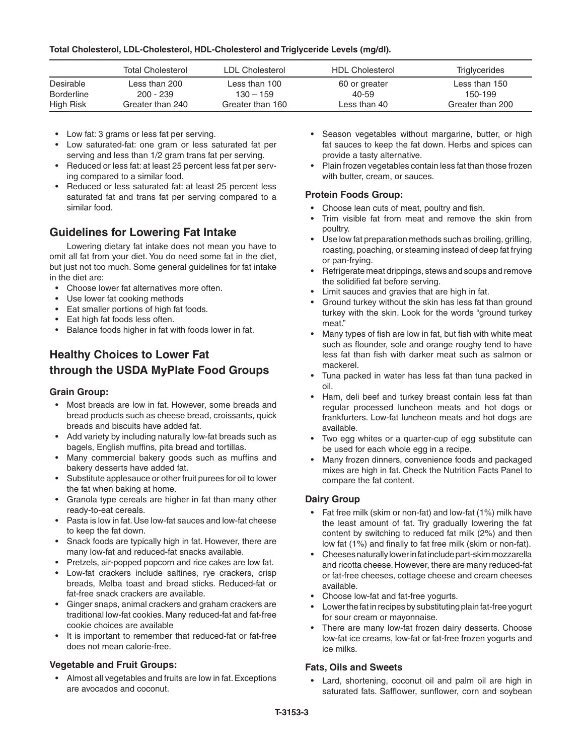**Total Cholesterol, LDL-Cholesterol, HDL-Cholesterol and Triglyceride Levels (mg/dl).**

| | Total Cholesterol | LDL Cholesterol | HDL Cholesterol | Triglycerides |
|---|---|---|---|---|
| Desirable | Less than 200 | Less than 100 | 60 or greater | Less than 150 |
| Borderline | 200 - 239 | 130 – 159 | 40-59 | 150-199 |
| High Risk | Greater than 240 | Greater than 160 | Less than 40 | Greater than 200 |

- Low fat: 3 grams or less fat per serving.
- Low saturated-fat: one gram or less saturated fat per serving and less than 1/2 gram trans fat per serving.
- Reduced or less fat: at least 25 percent less fat per serving compared to a similar food.
- Reduced or less saturated fat: at least 25 percent less saturated fat and trans fat per serving compared to a similar food.

## Guidelines for Lowering Fat Intake

Lowering dietary fat intake does not mean you have to omit all fat from your diet. You do need some fat in the diet, but just not too much. Some general guidelines for fat intake in the diet are:

- Choose lower fat alternatives more often.
- Use lower fat cooking methods
- Eat smaller portions of high fat foods.
- Eat high fat foods less often.
- Balance foods higher in fat with foods lower in fat.

## Healthy Choices to Lower Fat through the USDA MyPlate Food Groups

### Grain Group:

- Most breads are low in fat. However, some breads and bread products such as cheese bread, croissants, quick breads and biscuits have added fat.
- Add variety by including naturally low-fat breads such as bagels, English muffins, pita bread and tortillas.
- Many commercial bakery goods such as muffins and bakery desserts have added fat.
- Substitute applesauce or other fruit purees for oil to lower the fat when baking at home.
- Granola type cereals are higher in fat than many other ready-to-eat cereals.
- Pasta is low in fat. Use low-fat sauces and low-fat cheese to keep the fat down.
- Snack foods are typically high in fat. However, there are many low-fat and reduced-fat snacks available.
- Pretzels, air-popped popcorn and rice cakes are low fat.
- Low-fat crackers include saltines, rye crackers, crisp breads, Melba toast and bread sticks. Reduced-fat or fat-free snack crackers are available.
- Ginger snaps, animal crackers and graham crackers are traditional low-fat cookies. Many reduced-fat and fat-free cookie choices are available
- It is important to remember that reduced-fat or fat-free does not mean calorie-free.

### Vegetable and Fruit Groups:

- Almost all vegetables and fruits are low in fat. Exceptions are avocados and coconut.
- Season vegetables without margarine, butter, or high fat sauces to keep the fat down. Herbs and spices can provide a tasty alternative.
- Plain frozen vegetables contain less fat than those frozen with butter, cream, or sauces.

### Protein Foods Group:

- Choose lean cuts of meat, poultry and fish.
- Trim visible fat from meat and remove the skin from poultry.
- Use low fat preparation methods such as broiling, grilling, roasting, poaching, or steaming instead of deep fat frying or pan-frying.
- Refrigerate meat drippings, stews and soups and remove the solidified fat before serving.
- Limit sauces and gravies that are high in fat.
- Ground turkey without the skin has less fat than ground turkey with the skin. Look for the words "ground turkey meat."
- Many types of fish are low in fat, but fish with white meat such as flounder, sole and orange roughy tend to have less fat than fish with darker meat such as salmon or mackerel.
- Tuna packed in water has less fat than tuna packed in oil.
- Ham, deli beef and turkey breast contain less fat than regular processed luncheon meats and hot dogs or frankfurters. Low-fat luncheon meats and hot dogs are available.
- Two egg whites or a quarter-cup of egg substitute can be used for each whole egg in a recipe.
- Many frozen dinners, convenience foods and packaged mixes are high in fat. Check the Nutrition Facts Panel to compare the fat content.

### Dairy Group

- Fat free milk (skim or non-fat) and low-fat (1%) milk have the least amount of fat. Try gradually lowering the fat content by switching to reduced fat milk (2%) and then low fat (1%) and finally to fat free milk (skim or non-fat).
- Cheeses naturally lower in fat include part-skim mozzarella and ricotta cheese. However, there are many reduced-fat or fat-free cheeses, cottage cheese and cream cheeses available.
- Choose low-fat and fat-free yogurts.
- Lower the fat in recipes by substituting plain fat-free yogurt for sour cream or mayonnaise.
- There are many low-fat frozen dairy desserts. Choose low-fat ice creams, low-fat or fat-free frozen yogurts and ice milks.

### Fats, Oils and Sweets

- Lard, shortening, coconut oil and palm oil are high in saturated fats. Safflower, sunflower, corn and soybean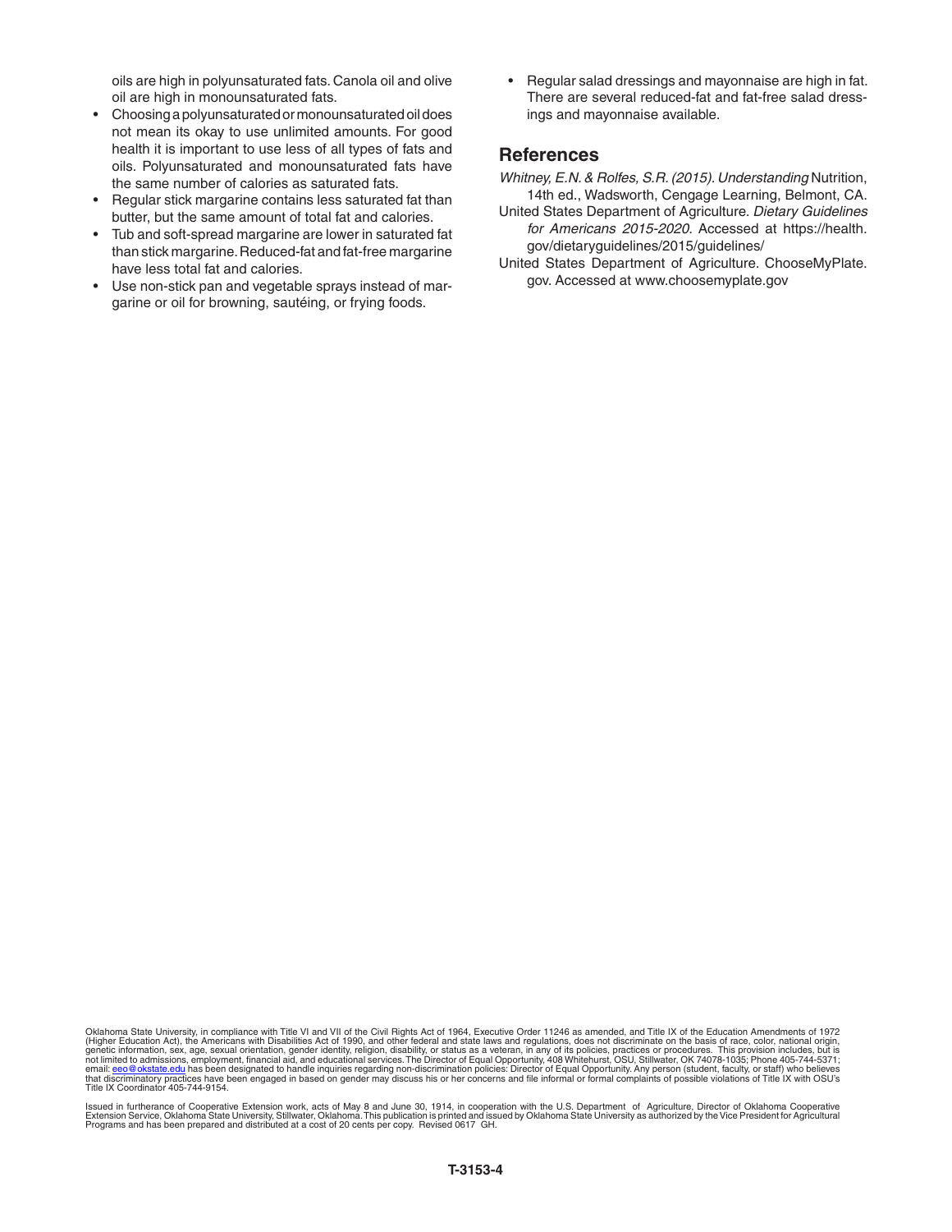oils are high in polyunsaturated fats. Canola oil and olive oil are high in monounsaturated fats.

- Choosing a polyunsaturated or monounsaturated oil does not mean its okay to use unlimited amounts. For good health it is important to use less of all types of fats and oils. Polyunsaturated and monounsaturated fats have the same number of calories as saturated fats.
- Regular stick margarine contains less saturated fat than butter, but the same amount of total fat and calories.
- Tub and soft-spread margarine are lower in saturated fat than stick margarine. Reduced-fat and fat-free margarine have less total fat and calories.
- Use non-stick pan and vegetable sprays instead of margarine or oil for browning, sautéing, or frying foods.
- Regular salad dressings and mayonnaise are high in fat. There are several reduced-fat and fat-free salad dressings and mayonnaise available.

## References

*Whitney, E.N. & Rolfes, S.R. (2015). Understanding* Nutrition, 14th ed., Wadsworth, Cengage Learning, Belmont, CA.

United States Department of Agriculture. *Dietary Guidelines for Americans 2015-2020*. Accessed at https://health.gov/dietaryguidelines/2015/guidelines/

United States Department of Agriculture. ChooseMyPlate.gov. Accessed at www.choosemyplate.gov

Oklahoma State University, in compliance with Title VI and VII of the Civil Rights Act of 1964, Executive Order 11246 as amended, and Title IX of the Education Amendments of 1972 (Higher Education Act), the Americans with Disabilities Act of 1990, and other federal and state laws and regulations, does not discriminate on the basis of race, color, national origin, genetic information, sex, age, sexual orientation, gender identity, religion, disability, or status as a veteran, in any of its policies, practices or procedures. This provision includes, but is not limited to admissions, employment, financial aid, and educational services. The Director of Equal Opportunity, 408 Whitehurst, OSU, Stillwater, OK 74078-1035; Phone 405-744-5371; email: eeo@okstate.edu has been designated to handle inquiries regarding non-discrimination policies: Director of Equal Opportunity. Any person (student, faculty, or staff) who believes that discriminatory practices have been engaged in based on gender may discuss his or her concerns and file informal or formal complaints of possible violations of Title IX with OSU's Title IX Coordinator 405-744-9154.

Issued in furtherance of Cooperative Extension work, acts of May 8 and June 30, 1914, in cooperation with the U.S. Department of Agriculture, Director of Oklahoma Cooperative Extension Service, Oklahoma State University, Stillwater, Oklahoma. This publication is printed and issued by Oklahoma State University as authorized by the Vice President for Agricultural Programs and has been prepared and distributed at a cost of 20 cents per copy. Revised 0617 GH.

T-3153-4